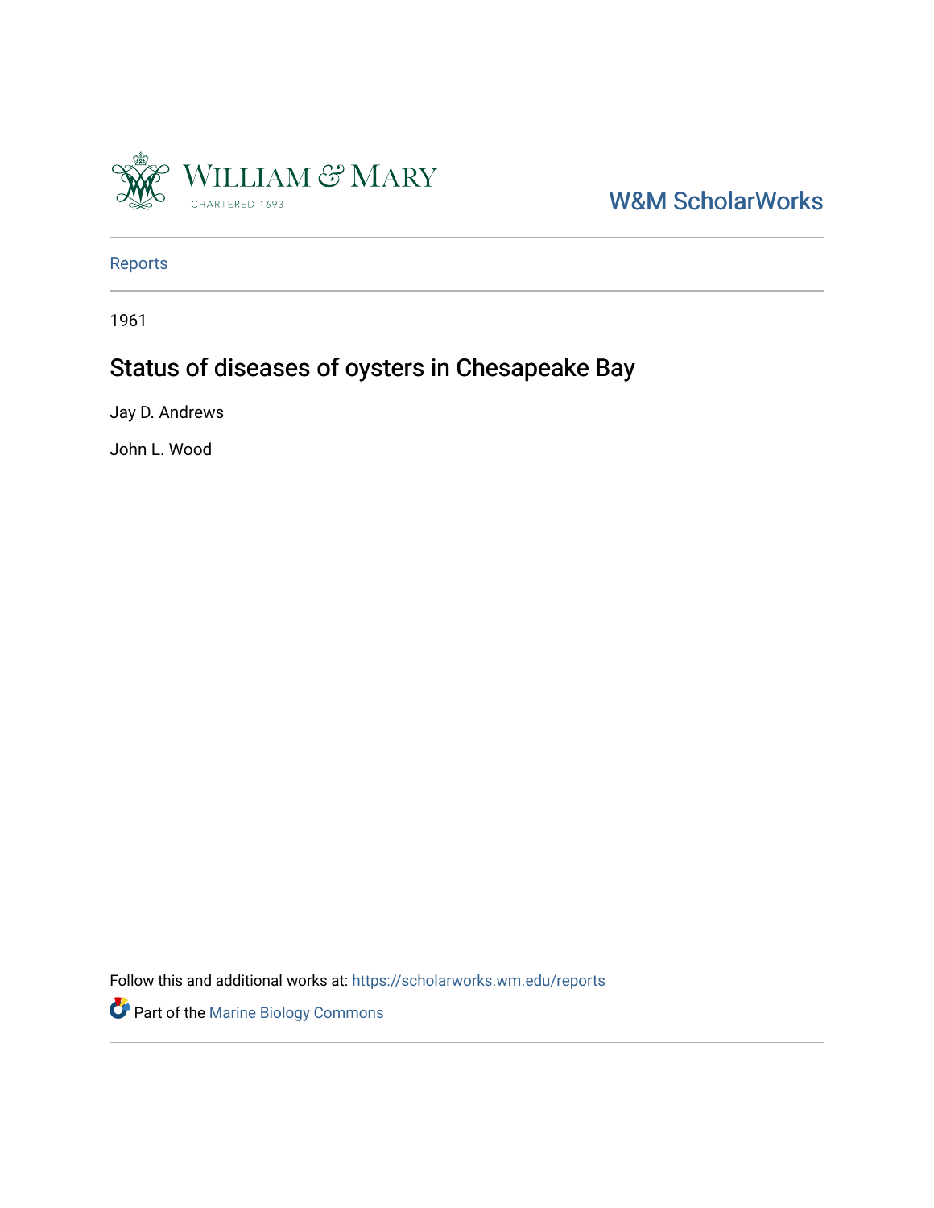W&M ScholarWorks

Reports

1961

# Status of diseases of oysters in Chesapeake Bay

Jay D. Andrews

John L. Wood

Follow this and additional works at: https://scholarworks.wm.edu/reports

Part of the Marine Biology Commons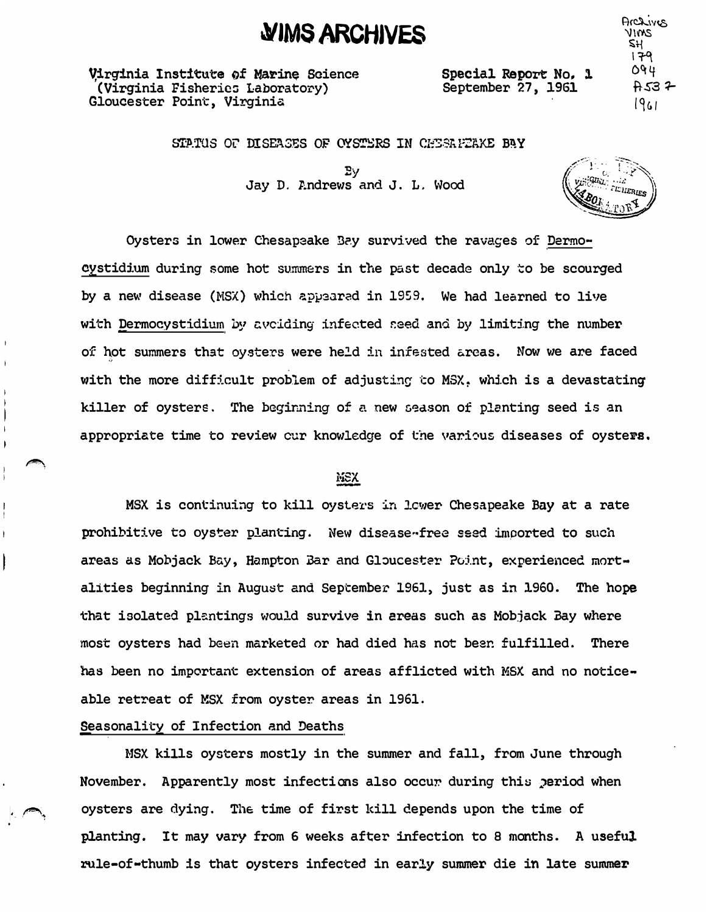# VIMS ARCHIVES

Archives VIMS SH 179 O94 A53 7 1961

Virginia Institute of Marine Science
(Virginia Fisheries Laboratory)
Gloucester Point, Virginia

Special Report No. 1
September 27, 1961

## STATUS OF DISEASES OF OYSTERS IN CHESAPEAKE BAY

By
Jay D. Andrews and J. L. Wood

Oysters in lower Chesapeake Bay survived the ravages of Dermocystidium during some hot summers in the past decade only to be scourged by a new disease (MSX) which appeared in 1959. We had learned to live with Dermocystidium by avoiding infected seed and by limiting the number of hot summers that oysters were held in infested areas. Now we are faced with the more difficult problem of adjusting to MSX, which is a devastating killer of oysters. The beginning of a new season of planting seed is an appropriate time to review our knowledge of the various diseases of oysters.

### MSX

MSX is continuing to kill oysters in lower Chesapeake Bay at a rate prohibitive to oyster planting. New disease-free seed imported to such areas as Mobjack Bay, Hampton Bar and Gloucester Point, experienced mortalities beginning in August and September 1961, just as in 1960. The hope that isolated plantings would survive in areas such as Mobjack Bay where most oysters had been marketed or had died has not been fulfilled. There has been no important extension of areas afflicted with MSX and no noticeable retreat of MSX from oyster areas in 1961.

#### Seasonality of Infection and Deaths

MSX kills oysters mostly in the summer and fall, from June through November. Apparently most infections also occur during this period when oysters are dying. The time of first kill depends upon the time of planting. It may vary from 6 weeks after infection to 8 months. A useful rule-of-thumb is that oysters infected in early summer die in late summer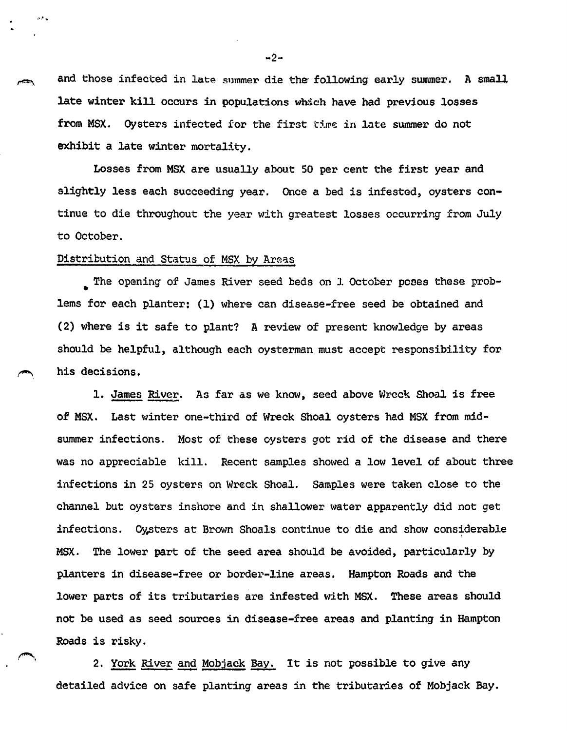and those infected in late summer die the following early summer. A small late winter kill occurs in populations which have had previous losses from MSX. Oysters infected for the first time in late summer do not exhibit a late winter mortality.

Losses from MSX are usually about 50 per cent the first year and slightly less each succeeding year. Once a bed is infested, oysters continue to die throughout the year with greatest losses occurring from July to October.

Distribution and Status of MSX by Areas

The opening of James River seed beds on 1 October poses these problems for each planter: (1) where can disease-free seed be obtained and (2) where is it safe to plant? A review of present knowledge by areas should be helpful, although each oysterman must accept responsibility for his decisions.

1. James River. As far as we know, seed above Wreck Shoal is free of MSX. Last winter one-third of Wreck Shoal oysters had MSX from midsummer infections. Most of these oysters got rid of the disease and there was no appreciable kill. Recent samples showed a low level of about three infections in 25 oysters on Wreck Shoal. Samples were taken close to the channel but oysters inshore and in shallower water apparently did not get infections. Oysters at Brown Shoals continue to die and show considerable MSX. The lower part of the seed area should be avoided, particularly by planters in disease-free or border-line areas. Hampton Roads and the lower parts of its tributaries are infested with MSX. These areas should not be used as seed sources in disease-free areas and planting in Hampton Roads is risky.

2. York River and Mobjack Bay. It is not possible to give any detailed advice on safe planting areas in the tributaries of Mobjack Bay.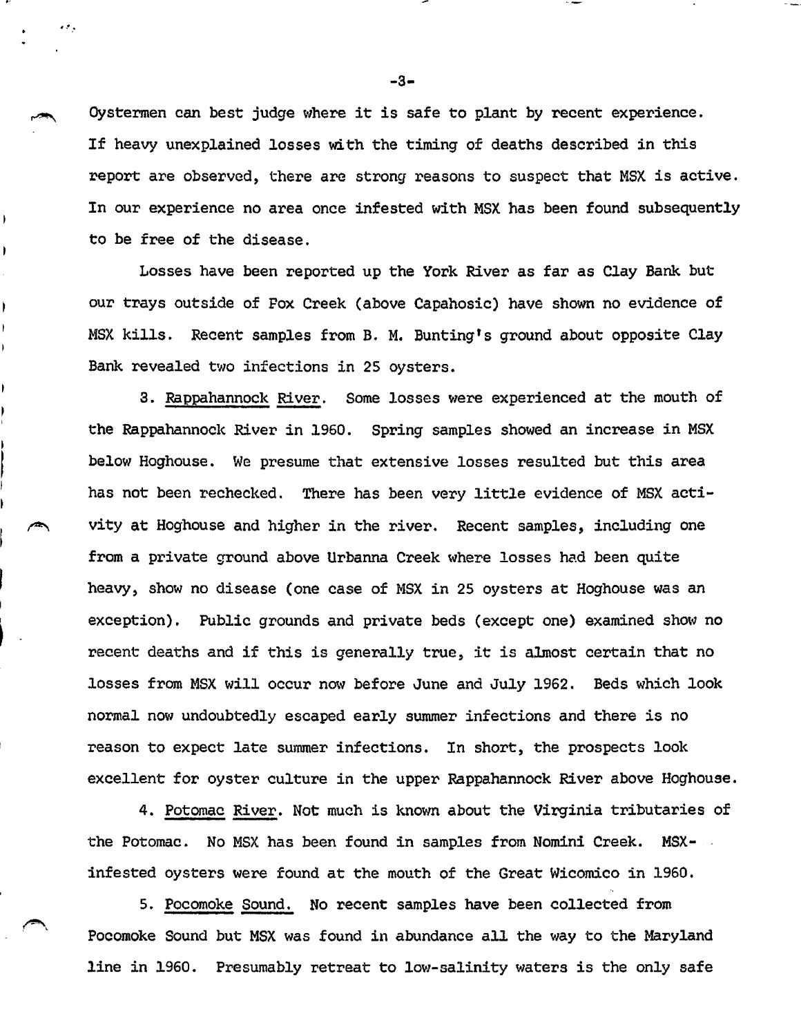Oystermen can best judge where it is safe to plant by recent experience. If heavy unexplained losses with the timing of deaths described in this report are observed, there are strong reasons to suspect that MSX is active. In our experience no area once infested with MSX has been found subsequently to be free of the disease.

Losses have been reported up the York River as far as Clay Bank but our trays outside of Fox Creek (above Capahosic) have shown no evidence of MSX kills. Recent samples from B. M. Bunting's ground about opposite Clay Bank revealed two infections in 25 oysters.

3. <u>Rappahannock River</u>. Some losses were experienced at the mouth of the Rappahannock River in 1960. Spring samples showed an increase in MSX below Hoghouse. We presume that extensive losses resulted but this area has not been rechecked. There has been very little evidence of MSX activity at Hoghouse and higher in the river. Recent samples, including one from a private ground above Urbanna Creek where losses had been quite heavy, show no disease (one case of MSX in 25 oysters at Hoghouse was an exception). Public grounds and private beds (except one) examined show no recent deaths and if this is generally true, it is almost certain that no losses from MSX will occur now before June and July 1962. Beds which look normal now undoubtedly escaped early summer infections and there is no reason to expect late summer infections. In short, the prospects look excellent for oyster culture in the upper Rappahannock River above Hoghouse.

4. <u>Potomac River</u>. Not much is known about the Virginia tributaries of the Potomac. No MSX has been found in samples from Nomini Creek. MSX-infested oysters were found at the mouth of the Great Wicomico in 1960.

5. <u>Pocomoke Sound.</u> No recent samples have been collected from Pocomoke Sound but MSX was found in abundance all the way to the Maryland line in 1960. Presumably retreat to low-salinity waters is the only safe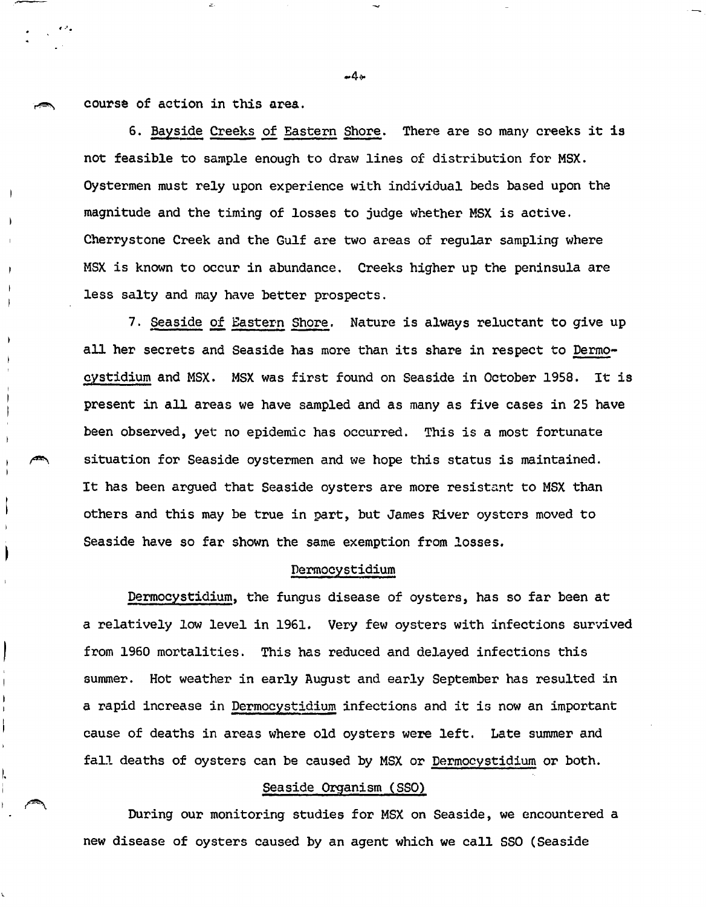course of action in this area.

6. Bayside Creeks of Eastern Shore. There are so many creeks it is not feasible to sample enough to draw lines of distribution for MSX. Oystermen must rely upon experience with individual beds based upon the magnitude and the timing of losses to judge whether MSX is active. Cherrystone Creek and the Gulf are two areas of regular sampling where MSX is known to occur in abundance. Creeks higher up the peninsula are less salty and may have better prospects.

7. Seaside of Eastern Shore. Nature is always reluctant to give up all her secrets and Seaside has more than its share in respect to *Dermocystidium* and MSX. MSX was first found on Seaside in October 1958. It is present in all areas we have sampled and as many as five cases in 25 have been observed, yet no epidemic has occurred. This is a most fortunate situation for Seaside oystermen and we hope this status is maintained. It has been argued that Seaside oysters are more resistant to MSX than others and this may be true in part, but James River oysters moved to Seaside have so far shown the same exemption from losses.

## Dermocystidium

*Dermocystidium*, the fungus disease of oysters, has so far been at a relatively low level in 1961. Very few oysters with infections survived from 1960 mortalities. This has reduced and delayed infections this summer. Hot weather in early August and early September has resulted in a rapid increase in *Dermocystidium* infections and it is now an important cause of deaths in areas where old oysters were left. Late summer and fall deaths of oysters can be caused by MSX or *Dermocystidium* or both.

## Seaside Organism (SSO)

During our monitoring studies for MSX on Seaside, we encountered a new disease of oysters caused by an agent which we call SSO (Seaside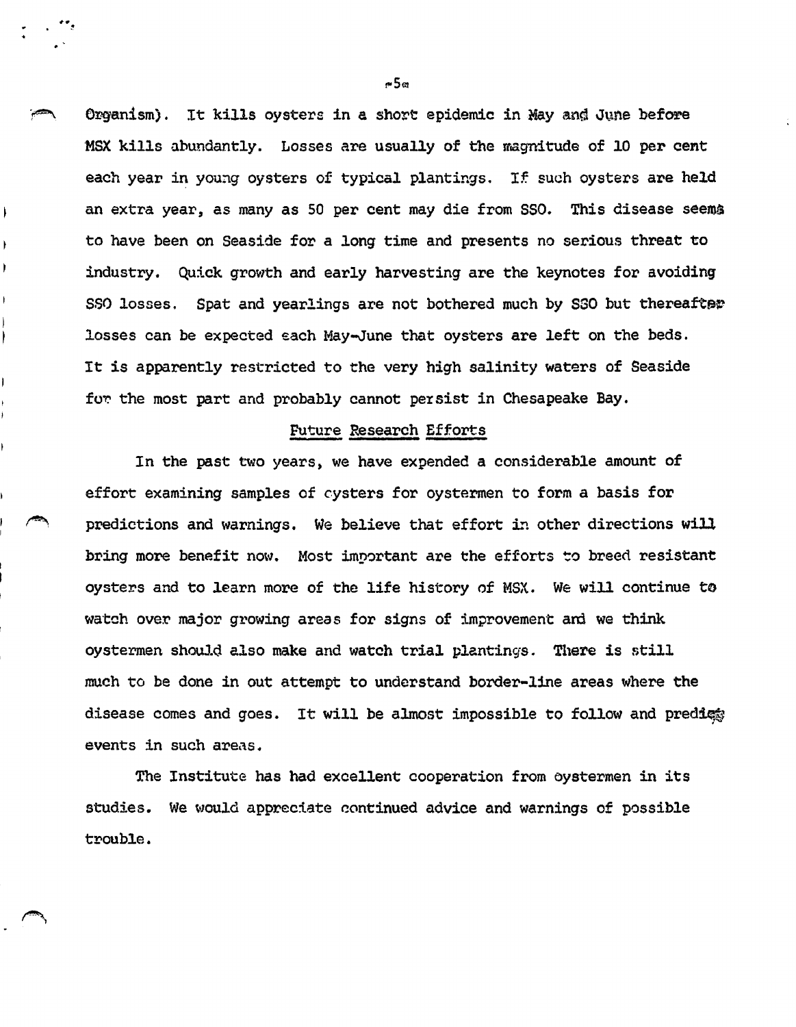Organism). It kills oysters in a short epidemic in May and June before MSX kills abundantly. Losses are usually of the magnitude of 10 per cent each year in young oysters of typical plantings. If such oysters are held an extra year, as many as 50 per cent may die from SSO. This disease seems to have been on Seaside for a long time and presents no serious threat to industry. Quick growth and early harvesting are the keynotes for avoiding SSO losses. Spat and yearlings are not bothered much by SSO but thereafter losses can be expected each May-June that oysters are left on the beds. It is apparently restricted to the very high salinity waters of Seaside for the most part and probably cannot persist in Chesapeake Bay.

## Future Research Efforts

In the past two years, we have expended a considerable amount of effort examining samples of oysters for oystermen to form a basis for predictions and warnings. We believe that effort in other directions will bring more benefit now. Most important are the efforts to breed resistant oysters and to learn more of the life history of MSX. We will continue to watch over major growing areas for signs of improvement and we think oystermen should also make and watch trial plantings. There is still much to be done in out attempt to understand border-line areas where the disease comes and goes. It will be almost impossible to follow and predict events in such areas.

The Institute has had excellent cooperation from oystermen in its studies. We would appreciate continued advice and warnings of possible trouble.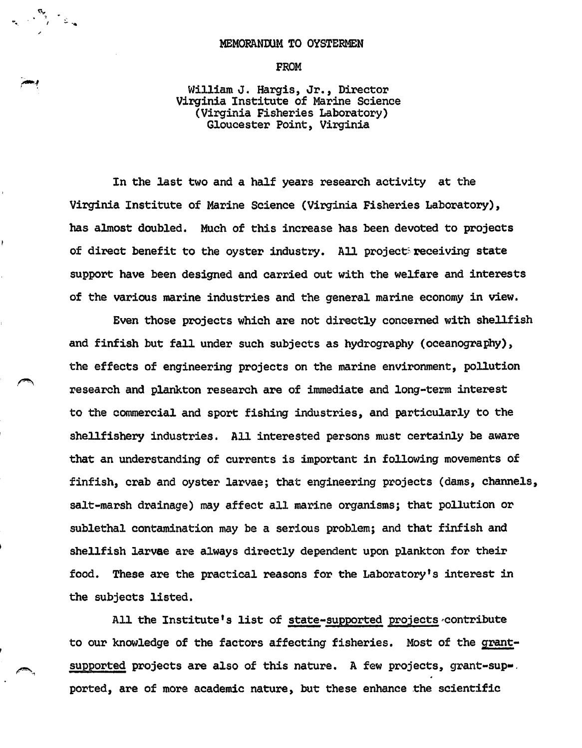MEMORANDUM TO OYSTERMEN

FROM

William J. Hargis, Jr., Director
Virginia Institute of Marine Science
(Virginia Fisheries Laboratory)
Gloucester Point, Virginia

In the last two and a half years research activity at the Virginia Institute of Marine Science (Virginia Fisheries Laboratory), has almost doubled. Much of this increase has been devoted to projects of direct benefit to the oyster industry. All projects receiving state support have been designed and carried out with the welfare and interests of the various marine industries and the general marine economy in view.

Even those projects which are not directly concerned with shellfish and finfish but fall under such subjects as hydrography (oceanography), the effects of engineering projects on the marine environment, pollution research and plankton research are of immediate and long-term interest to the commercial and sport fishing industries, and particularly to the shellfishery industries. All interested persons must certainly be aware that an understanding of currents is important in following movements of finfish, crab and oyster larvae; that engineering projects (dams, channels, salt-marsh drainage) may affect all marine organisms; that pollution or sublethal contamination may be a serious problem; and that finfish and shellfish larvae are always directly dependent upon plankton for their food. These are the practical reasons for the Laboratory's interest in the subjects listed.

All the Institute's list of <u>state-supported projects</u> contribute to our knowledge of the factors affecting fisheries. Most of the <u>grant-supported</u> projects are also of this nature. A few projects, grant-supported, are of more academic nature, but these enhance the scientific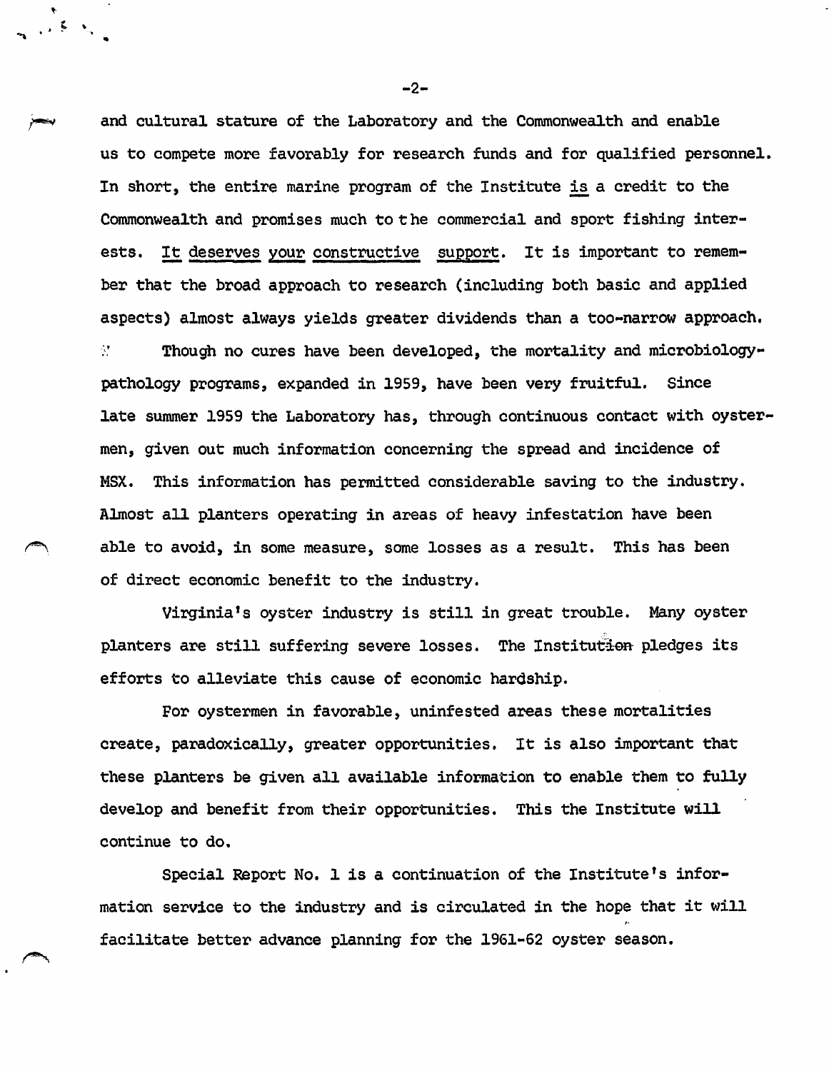and cultural stature of the Laboratory and the Commonwealth and enable us to compete more favorably for research funds and for qualified personnel. In short, the entire marine program of the Institute is a credit to the Commonwealth and promises much to the commercial and sport fishing interests. It deserves your constructive support. It is important to remember that the broad approach to research (including both basic and applied aspects) almost always yields greater dividends than a too-narrow approach.

Though no cures have been developed, the mortality and microbiology-pathology programs, expanded in 1959, have been very fruitful. Since late summer 1959 the Laboratory has, through continuous contact with oystermen, given out much information concerning the spread and incidence of MSX. This information has permitted considerable saving to the industry. Almost all planters operating in areas of heavy infestation have been able to avoid, in some measure, some losses as a result. This has been of direct economic benefit to the industry.

Virginia's oyster industry is still in great trouble. Many oyster planters are still suffering severe losses. The Institute pledges its efforts to alleviate this cause of economic hardship.

For oystermen in favorable, uninfested areas these mortalities create, paradoxically, greater opportunities. It is also important that these planters be given all available information to enable them to fully develop and benefit from their opportunities. This the Institute will continue to do.

Special Report No. 1 is a continuation of the Institute's information service to the industry and is circulated in the hope that it will facilitate better advance planning for the 1961-62 oyster season.